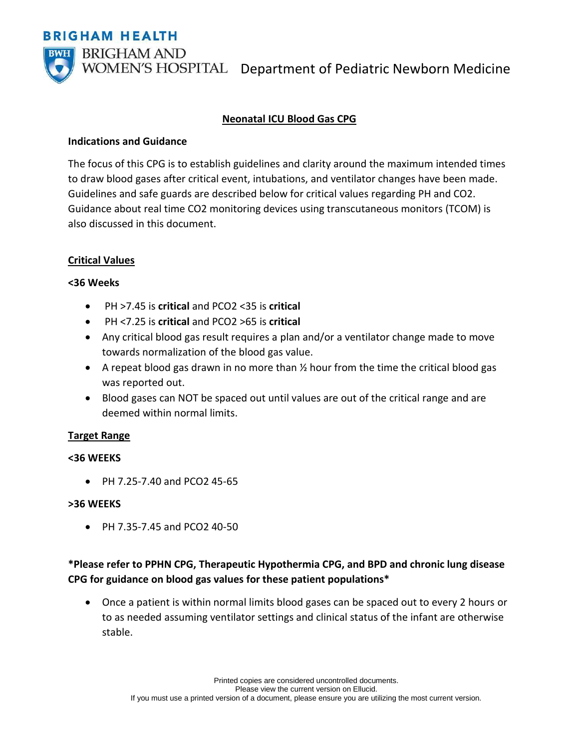BRIGHAM HEALTH

BRIGHAM AND WOMEN'S HOSPITAL Department of Pediatric Newborn Medicine

# Neonatal ICU Blood Gas CPG

## Indications and Guidance

The focus of this CPG is to establish guidelines and clarity around the maximum intended times to draw blood gases after critical event, intubations, and ventilator changes have been made. Guidelines and safe guards are described below for critical values regarding PH and CO2. Guidance about real time CO2 monitoring devices using transcutaneous monitors (TCOM) is also discussed in this document.

## Critical Values

### <36 Weeks

- PH >7.45 is **critical** and PCO2 <35 is **critical**
- PH <7.25 is **critical** and PCO2 >65 is **critical**
- Any critical blood gas result requires a plan and/or a ventilator change made to move towards normalization of the blood gas value.
- A repeat blood gas drawn in no more than ½ hour from the time the critical blood gas was reported out.
- Blood gases can NOT be spaced out until values are out of the critical range and are deemed within normal limits.

## Target Range

### <36 WEEKS

- PH 7.25-7.40 and PCO2 45-65

### >36 WEEKS

- PH 7.35-7.45 and PCO2 40-50

**\*Please refer to PPHN CPG, Therapeutic Hypothermia CPG, and BPD and chronic lung disease CPG for guidance on blood gas values for these patient populations\***

- Once a patient is within normal limits blood gases can be spaced out to every 2 hours or to as needed assuming ventilator settings and clinical status of the infant are otherwise stable.

Printed copies are considered uncontrolled documents.
Please view the current version on Ellucid.
If you must use a printed version of a document, please ensure you are utilizing the most current version.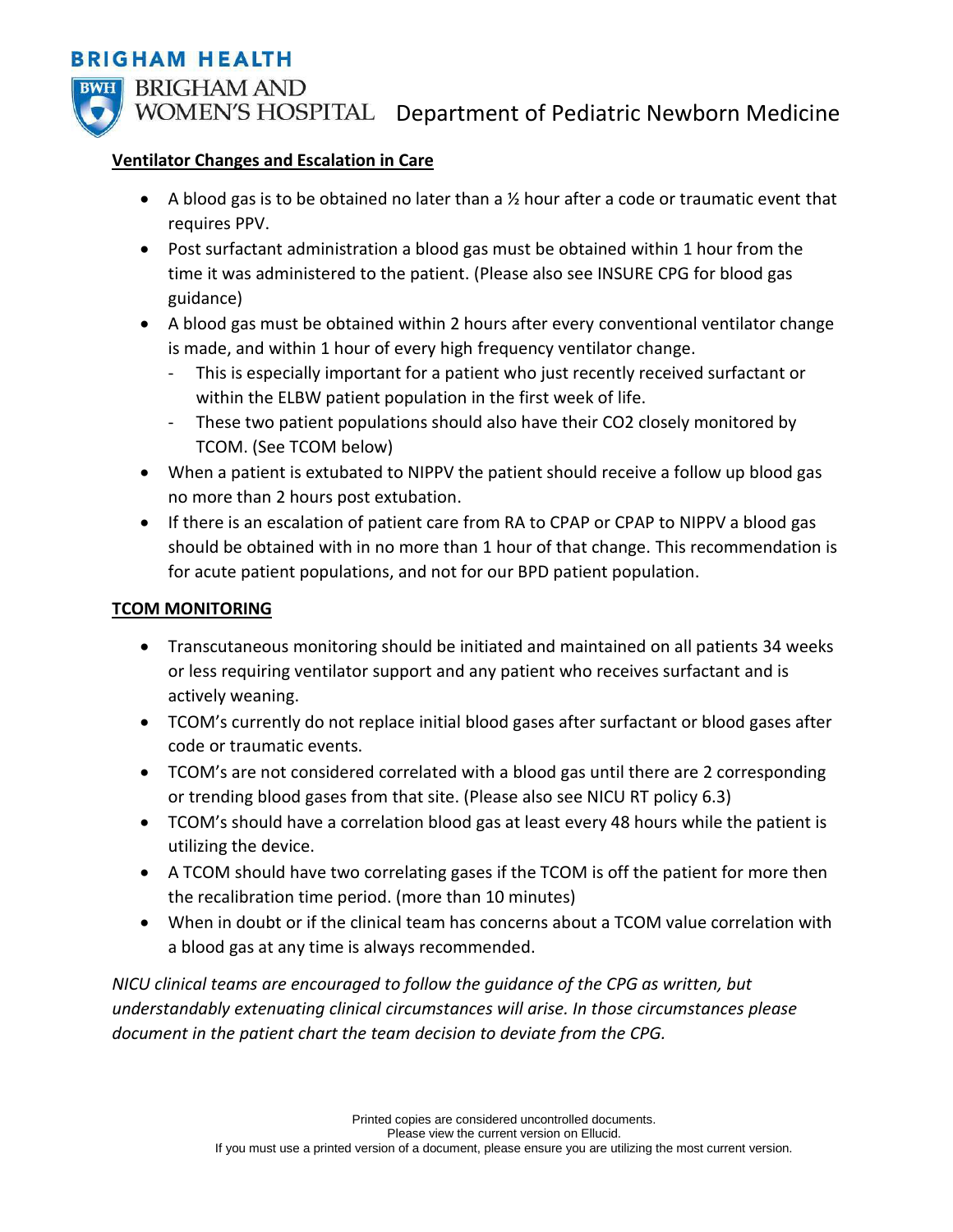## Ventilator Changes and Escalation in Care

- A blood gas is to be obtained no later than a ½ hour after a code or traumatic event that requires PPV.
- Post surfactant administration a blood gas must be obtained within 1 hour from the time it was administered to the patient. (Please also see INSURE CPG for blood gas guidance)
- A blood gas must be obtained within 2 hours after every conventional ventilator change is made, and within 1 hour of every high frequency ventilator change.
  - This is especially important for a patient who just recently received surfactant or within the ELBW patient population in the first week of life.
  - These two patient populations should also have their CO2 closely monitored by TCOM. (See TCOM below)
- When a patient is extubated to NIPPV the patient should receive a follow up blood gas no more than 2 hours post extubation.
- If there is an escalation of patient care from RA to CPAP or CPAP to NIPPV a blood gas should be obtained with in no more than 1 hour of that change. This recommendation is for acute patient populations, and not for our BPD patient population.

## TCOM MONITORING

- Transcutaneous monitoring should be initiated and maintained on all patients 34 weeks or less requiring ventilator support and any patient who receives surfactant and is actively weaning.
- TCOM's currently do not replace initial blood gases after surfactant or blood gases after code or traumatic events.
- TCOM's are not considered correlated with a blood gas until there are 2 corresponding or trending blood gases from that site. (Please also see NICU RT policy 6.3)
- TCOM's should have a correlation blood gas at least every 48 hours while the patient is utilizing the device.
- A TCOM should have two correlating gases if the TCOM is off the patient for more then the recalibration time period. (more than 10 minutes)
- When in doubt or if the clinical team has concerns about a TCOM value correlation with a blood gas at any time is always recommended.

*NICU clinical teams are encouraged to follow the guidance of the CPG as written, but understandably extenuating clinical circumstances will arise. In those circumstances please document in the patient chart the team decision to deviate from the CPG.*